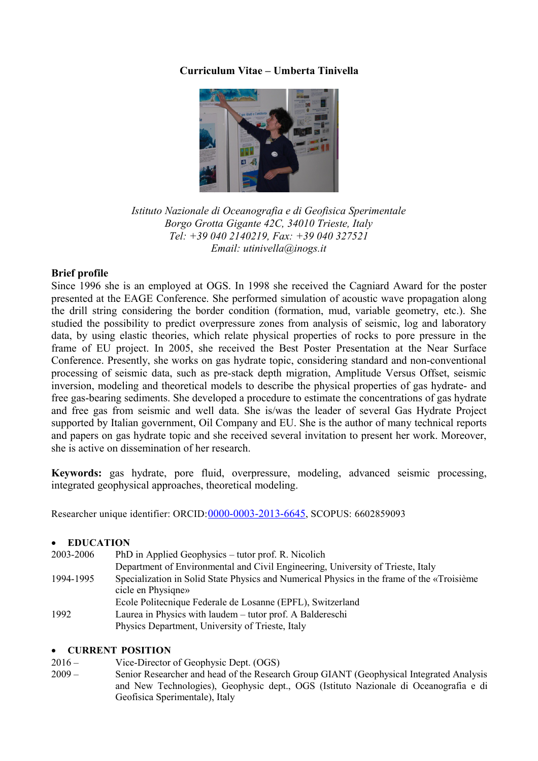# Curriculum Vitae – Umberta Tinivella

*Istituto Nazionale di Oceanografia e di Geofisica Sperimentale*
*Borgo Grotta Gigante 42C, 34010 Trieste, Italy*
*Tel: +39 040 2140219, Fax: +39 040 327521*
*Email: utinivella@inogs.it*

## Brief profile

Since 1996 she is an employed at OGS. In 1998 she received the Cagniard Award for the poster presented at the EAGE Conference. She performed simulation of acoustic wave propagation along the drill string considering the border condition (formation, mud, variable geometry, etc.). She studied the possibility to predict overpressure zones from analysis of seismic, log and laboratory data, by using elastic theories, which relate physical properties of rocks to pore pressure in the frame of EU project. In 2005, she received the Best Poster Presentation at the Near Surface Conference. Presently, she works on gas hydrate topic, considering standard and non-conventional processing of seismic data, such as pre-stack depth migration, Amplitude Versus Offset, seismic inversion, modeling and theoretical models to describe the physical properties of gas hydrate- and free gas-bearing sediments. She developed a procedure to estimate the concentrations of gas hydrate and free gas from seismic and well data. She is/was the leader of several Gas Hydrate Project supported by Italian government, Oil Company and EU. She is the author of many technical reports and papers on gas hydrate topic and she received several invitation to present her work. Moreover, she is active on dissemination of her research.

**Keywords:** gas hydrate, pore fluid, overpressure, modeling, advanced seismic processing, integrated geophysical approaches, theoretical modeling.

Researcher unique identifier: ORCID:0000-0003-2013-6645, SCOPUS: 6602859093

- **EDUCATION**

| | |
|---|---|
| 2003-2006 | PhD in Applied Geophysics – tutor prof. R. Nicolich<br>Department of Environmental and Civil Engineering, University of Trieste, Italy |
| 1994-1995 | Specialization in Solid State Physics and Numerical Physics in the frame of the «Troisième cicle en Physqne»<br>Ecole Politecnique Federale de Losanne (EPFL), Switzerland |
| 1992 | Laurea in Physics with laudem – tutor prof. A Baldereschi<br>Physics Department, University of Trieste, Italy |

- **CURRENT POSITION**

| | |
|---|---|
| 2016 – | Vice-Director of Geophysic Dept. (OGS) |
| 2009 – | Senior Researcher and head of the Research Group GIANT (Geophysical Integrated Analysis and New Technologies), Geophysic dept., OGS (Istituto Nazionale di Oceanografia e di Geofisica Sperimentale), Italy |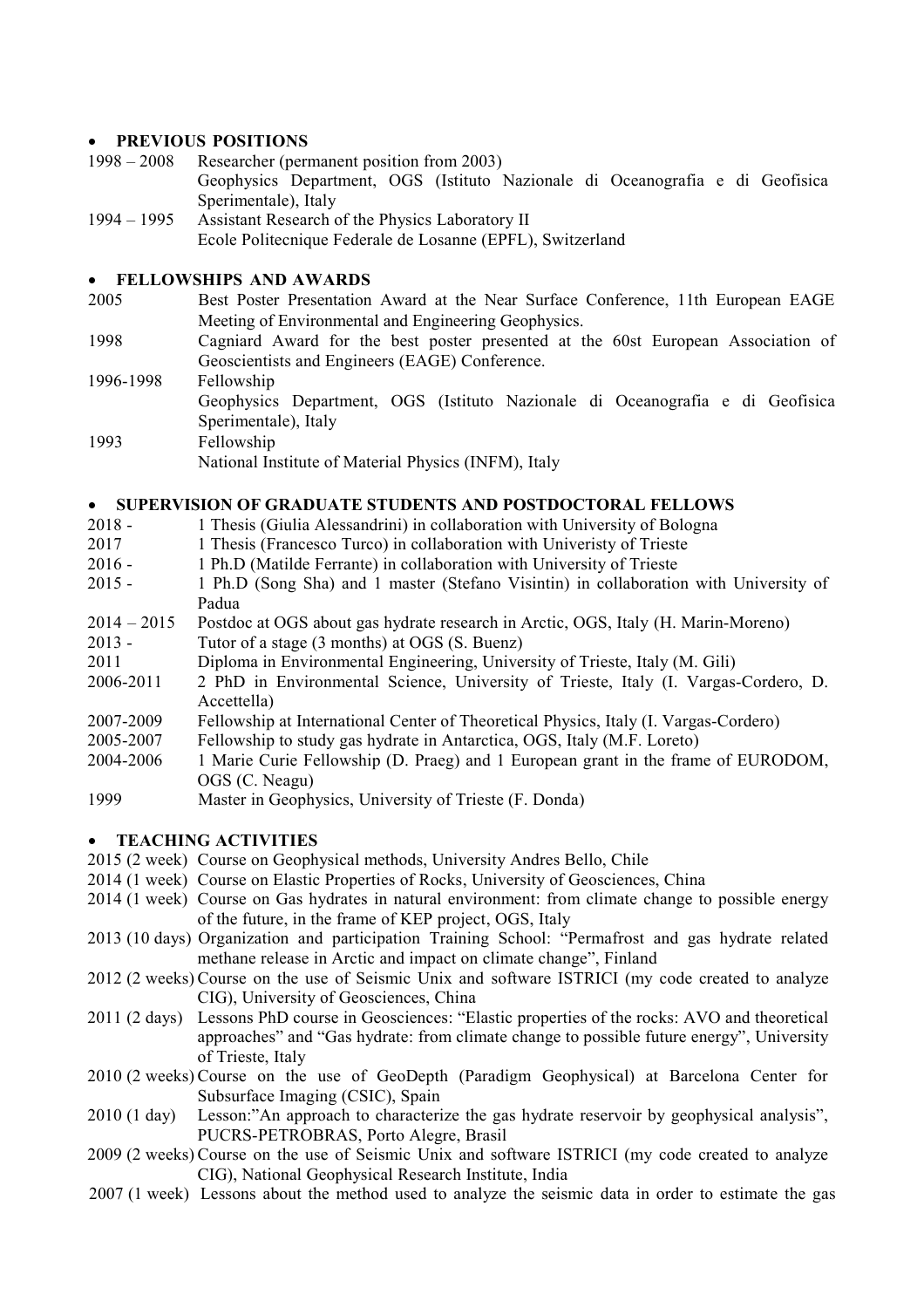- **PREVIOUS POSITIONS**

1998 – 2008 Researcher (permanent position from 2003)
Geophysics Department, OGS (Istituto Nazionale di Oceanografia e di Geofisica Sperimentale), Italy

1994 – 1995 Assistant Research of the Physics Laboratory II
Ecole Politecnique Federale de Losanne (EPFL), Switzerland

- **FELLOWSHIPS AND AWARDS**

2005 Best Poster Presentation Award at the Near Surface Conference, 11th European EAGE Meeting of Environmental and Engineering Geophysics.

1998 Cagniard Award for the best poster presented at the 60st European Association of Geoscientists and Engineers (EAGE) Conference.

1996-1998 Fellowship
Geophysics Department, OGS (Istituto Nazionale di Oceanografia e di Geofisica Sperimentale), Italy

1993 Fellowship
National Institute of Material Physics (INFM), Italy

- **SUPERVISION OF GRADUATE STUDENTS AND POSTDOCTORAL FELLOWS**

2018 - 1 Thesis (Giulia Alessandrini) in collaboration with University of Bologna

2017 1 Thesis (Francesco Turco) in collaboration with Univeristy of Trieste

2016 - 1 Ph.D (Matilde Ferrante) in collaboration with University of Trieste

2015 - 1 Ph.D (Song Sha) and 1 master (Stefano Visintin) in collaboration with University of Padua

2014 – 2015 Postdoc at OGS about gas hydrate research in Arctic, OGS, Italy (H. Marin-Moreno)

2013 - Tutor of a stage (3 months) at OGS (S. Buenz)

2011 Diploma in Environmental Engineering, University of Trieste, Italy (M. Gili)

2006-2011 2 PhD in Environmental Science, University of Trieste, Italy (I. Vargas-Cordero, D. Accettella)

2007-2009 Fellowship at International Center of Theoretical Physics, Italy (I. Vargas-Cordero)

2005-2007 Fellowship to study gas hydrate in Antarctica, OGS, Italy (M.F. Loreto)

2004-2006 1 Marie Curie Fellowship (D. Praeg) and 1 European grant in the frame of EURODOM, OGS (C. Neagu)

1999 Master in Geophysics, University of Trieste (F. Donda)

- **TEACHING ACTIVITIES**

2015 (2 week) Course on Geophysical methods, University Andres Bello, Chile

2014 (1 week) Course on Elastic Properties of Rocks, University of Geosciences, China

2014 (1 week) Course on Gas hydrates in natural environment: from climate change to possible energy of the future, in the frame of KEP project, OGS, Italy

2013 (10 days) Organization and participation Training School: "Permafrost and gas hydrate related methane release in Arctic and impact on climate change", Finland

2012 (2 weeks) Course on the use of Seismic Unix and software ISTRICI (my code created to analyze CIG), University of Geosciences, China

2011 (2 days) Lessons PhD course in Geosciences: "Elastic properties of the rocks: AVO and theoretical approaches" and "Gas hydrate: from climate change to possible future energy", University of Trieste, Italy

2010 (2 weeks) Course on the use of GeoDepth (Paradigm Geophysical) at Barcelona Center for Subsurface Imaging (CSIC), Spain

2010 (1 day) Lesson:"An approach to characterize the gas hydrate reservoir by geophysical analysis", PUCRS-PETROBRAS, Porto Alegre, Brasil

2009 (2 weeks) Course on the use of Seismic Unix and software ISTRICI (my code created to analyze CIG), National Geophysical Research Institute, India

2007 (1 week) Lessons about the method used to analyze the seismic data in order to estimate the gas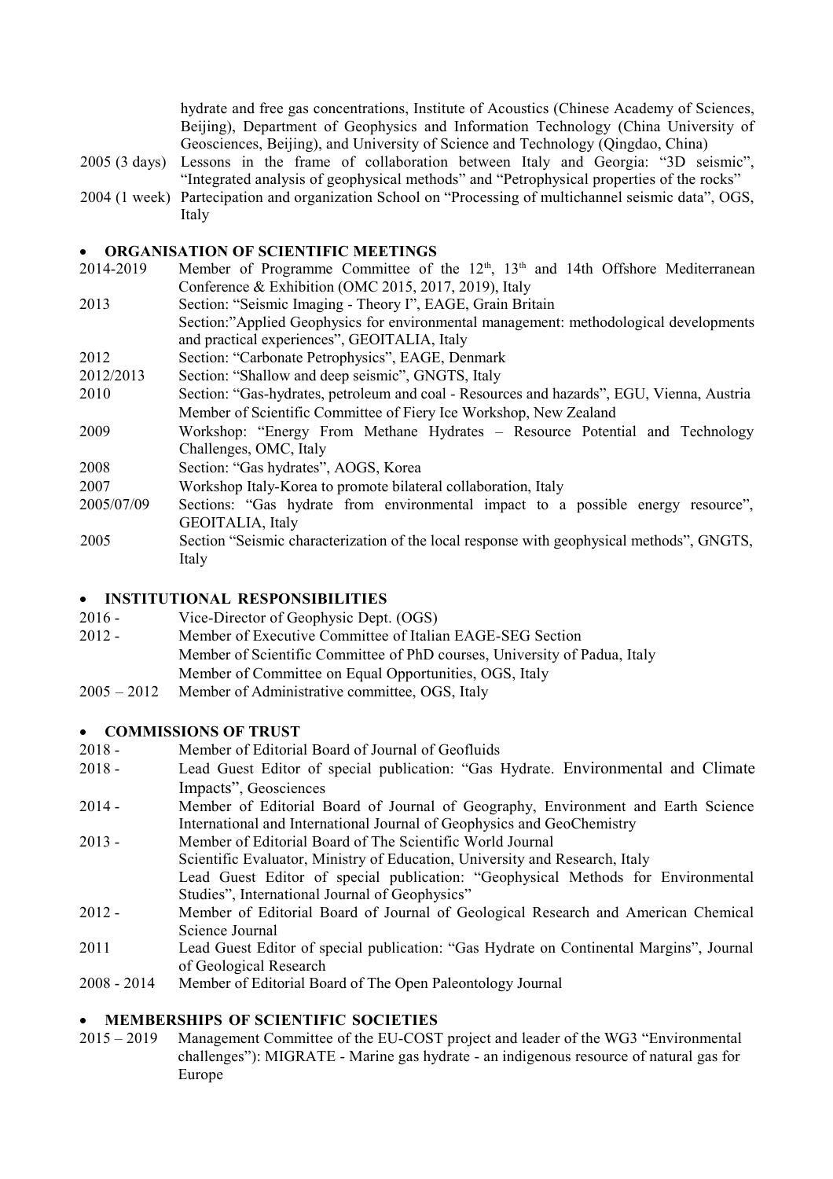hydrate and free gas concentrations, Institute of Acoustics (Chinese Academy of Sciences, Beijing), Department of Geophysics and Information Technology (China University of Geosciences, Beijing), and University of Science and Technology (Qingdao, China)

2005 (3 days) Lessons in the frame of collaboration between Italy and Georgia: "3D seismic", "Integrated analysis of geophysical methods" and "Petrophysical properties of the rocks"

2004 (1 week) Partecipation and organization School on "Processing of multichannel seismic data", OGS, Italy

- **ORGANISATION OF SCIENTIFIC MEETINGS**

2014-2019 Member of Programme Committee of the 12$^{th}$, 13$^{th}$ and 14th Offshore Mediterranean Conference & Exhibition (OMC 2015, 2017, 2019), Italy

2013 Section: "Seismic Imaging - Theory I", EAGE, Grain Britain
Section:"Applied Geophysics for environmental management: methodological developments and practical experiences", GEOITALIA, Italy

2012 Section: "Carbonate Petrophysics", EAGE, Denmark

2012/2013 Section: "Shallow and deep seismic", GNGTS, Italy

2010 Section: "Gas-hydrates, petroleum and coal - Resources and hazards", EGU, Vienna, Austria
Member of Scientific Committee of Fiery Ice Workshop, New Zealand

2009 Workshop: "Energy From Methane Hydrates – Resource Potential and Technology Challenges, OMC, Italy

2008 Section: "Gas hydrates", AOGS, Korea

2007 Workshop Italy-Korea to promote bilateral collaboration, Italy

2005/07/09 Sections: "Gas hydrate from environmental impact to a possible energy resource", GEOITALIA, Italy

2005 Section "Seismic characterization of the local response with geophysical methods", GNGTS, Italy

- **INSTITUTIONAL RESPONSIBILITIES**

2016 - Vice-Director of Geophysic Dept. (OGS)

2012 - Member of Executive Committee of Italian EAGE-SEG Section
Member of Scientific Committee of PhD courses, University of Padua, Italy
Member of Committee on Equal Opportunities, OGS, Italy

2005 – 2012 Member of Administrative committee, OGS, Italy

- **COMMISSIONS OF TRUST**

2018 - Member of Editorial Board of Journal of Geofluids

2018 - Lead Guest Editor of special publication: "Gas Hydrate. Environmental and Climate Impacts", Geosciences

2014 - Member of Editorial Board of Journal of Geography, Environment and Earth Science International and International Journal of Geophysics and GeoChemistry

2013 - Member of Editorial Board of The Scientific World Journal
Scientific Evaluator, Ministry of Education, University and Research, Italy
Lead Guest Editor of special publication: "Geophysical Methods for Environmental Studies", International Journal of Geophysics"

2012 - Member of Editorial Board of Journal of Geological Research and American Chemical Science Journal

2011 Lead Guest Editor of special publication: "Gas Hydrate on Continental Margins", Journal of Geological Research

2008 - 2014 Member of Editorial Board of The Open Paleontology Journal

- **MEMBERSHIPS OF SCIENTIFIC SOCIETIES**

2015 – 2019 Management Committee of the EU-COST project and leader of the WG3 "Environmental challenges"): MIGRATE - Marine gas hydrate - an indigenous resource of natural gas for Europe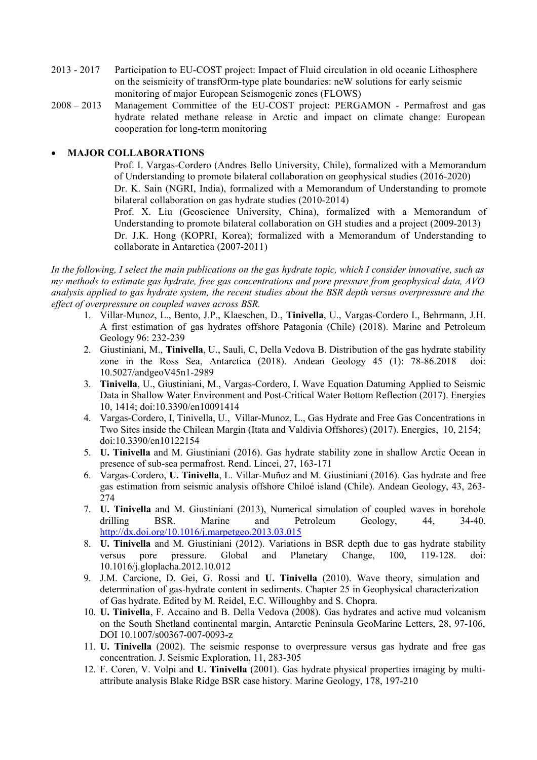2013 - 2017 Participation to EU-COST project: Impact of Fluid circulation in old oceanic Lithosphere on the seismicity of transfOrm-type plate boundaries: neW solutions for early seismic monitoring of major European Seismogenic zones (FLOWS)

2008 – 2013 Management Committee of the EU-COST project: PERGAMON - Permafrost and gas hydrate related methane release in Arctic and impact on climate change: European cooperation for long-term monitoring

- **MAJOR COLLABORATIONS**

  Prof. I. Vargas-Cordero (Andres Bello University, Chile), formalized with a Memorandum of Understanding to promote bilateral collaboration on geophysical studies (2016-2020)
  
  Dr. K. Sain (NGRI, India), formalized with a Memorandum of Understanding to promote bilateral collaboration on gas hydrate studies (2010-2014)
  
  Prof. X. Liu (Geoscience University, China), formalized with a Memorandum of Understanding to promote bilateral collaboration on GH studies and a project (2009-2013)
  
  Dr. J.K. Hong (KOPRI, Korea); formalized with a Memorandum of Understanding to collaborate in Antarctica (2007-2011)

*In the following, I select the main publications on the gas hydrate topic, which I consider innovative, such as my methods to estimate gas hydrate, free gas concentrations and pore pressure from geophysical data, AVO analysis applied to gas hydrate system, the recent studies about the BSR depth versus overpressure and the effect of overpressure on coupled waves across BSR.*

1. Villar-Munoz, L., Bento, J.P., Klaeschen, D., **Tinivella**, U., Vargas-Cordero I., Behrmann, J.H. A first estimation of gas hydrates offshore Patagonia (Chile) (2018). Marine and Petroleum Geology 96: 232-239
2. Giustiniani, M., **Tinivella**, U., Sauli, C, Della Vedova B. Distribution of the gas hydrate stability zone in the Ross Sea, Antarctica (2018). Andean Geology 45 (1): 78-86.2018 doi: 10.5027/andgeoV45n1-2989
3. **Tinivella**, U., Giustiniani, M., Vargas-Cordero, I. Wave Equation Datuming Applied to Seismic Data in Shallow Water Environment and Post-Critical Water Bottom Reflection (2017). Energies 10, 1414; doi:10.3390/en10091414
4. Vargas-Cordero, I, Tinivella, U., Villar-Munoz, L., Gas Hydrate and Free Gas Concentrations in Two Sites inside the Chilean Margin (Itata and Valdivia Offshores) (2017). Energies, 10, 2154; doi:10.3390/en10122154
5. **U. Tinivella** and M. Giustiniani (2016). Gas hydrate stability zone in shallow Arctic Ocean in presence of sub-sea permafrost. Rend. Lincei, 27, 163-171
6. Vargas-Cordero, **U. Tinivella**, L. Villar-Muñoz and M. Giustiniani (2016). Gas hydrate and free gas estimation from seismic analysis offshore Chiloé island (Chile). Andean Geology, 43, 263-274
7. **U. Tinivella** and M. Giustiniani (2013), Numerical simulation of coupled waves in borehole drilling BSR. Marine and Petroleum Geology, 44, 34-40. http://dx.doi.org/10.1016/j.marpetgeo.2013.03.015
8. **U. Tinivella** and M. Giustiniani (2012). Variations in BSR depth due to gas hydrate stability versus pore pressure. Global and Planetary Change, 100, 119-128. doi: 10.1016/j.gloplacha.2012.10.012
9. J.M. Carcione, D. Gei, G. Rossi and **U. Tinivella** (2010). Wave theory, simulation and determination of gas-hydrate content in sediments. Chapter 25 in Geophysical characterization of Gas hydrate. Edited by M. Reidel, E.C. Willoughby and S. Chopra.
10. **U. Tinivella**, F. Accaino and B. Della Vedova (2008). Gas hydrates and active mud volcanism on the South Shetland continental margin, Antarctic Peninsula GeoMarine Letters, 28, 97-106, DOI 10.1007/s00367-007-0093-z
11. **U. Tinivella** (2002). The seismic response to overpressure versus gas hydrate and free gas concentration. J. Seismic Exploration, 11, 283-305
12. F. Coren, V. Volpi and **U. Tinivella** (2001). Gas hydrate physical properties imaging by multi-attribute analysis Blake Ridge BSR case history. Marine Geology, 178, 197-210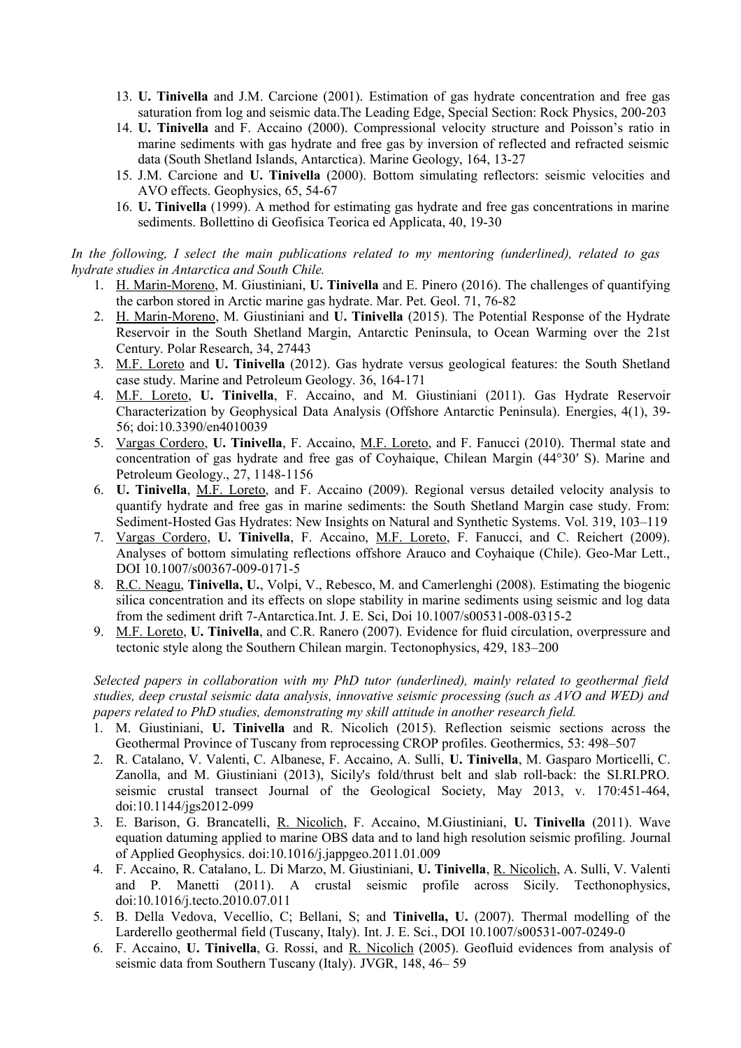13. **U. Tinivella** and J.M. Carcione (2001). Estimation of gas hydrate concentration and free gas saturation from log and seismic data.The Leading Edge, Special Section: Rock Physics, 200-203
14. **U. Tinivella** and F. Accaino (2000). Compressional velocity structure and Poisson's ratio in marine sediments with gas hydrate and free gas by inversion of reflected and refracted seismic data (South Shetland Islands, Antarctica). Marine Geology, 164, 13-27
15. J.M. Carcione and **U. Tinivella** (2000). Bottom simulating reflectors: seismic velocities and AVO effects. Geophysics, 65, 54-67
16. **U. Tinivella** (1999). A method for estimating gas hydrate and free gas concentrations in marine sediments. Bollettino di Geofisica Teorica ed Applicata, 40, 19-30

*In the following, I select the main publications related to my mentoring (underlined), related to gas hydrate studies in Antarctica and South Chile.*

1. <u>H. Marin-Moreno</u>, M. Giustiniani, **U. Tinivella** and E. Pinero (2016). The challenges of quantifying the carbon stored in Arctic marine gas hydrate. Mar. Pet. Geol. 71, 76-82
2. <u>H. Marin-Moreno</u>, M. Giustiniani and **U. Tinivella** (2015). The Potential Response of the Hydrate Reservoir in the South Shetland Margin, Antarctic Peninsula, to Ocean Warming over the 21st Century. Polar Research, 34, 27443
3. <u>M.F. Loreto</u> and **U. Tinivella** (2012). Gas hydrate versus geological features: the South Shetland case study. Marine and Petroleum Geology. 36, 164-171
4. <u>M.F. Loreto</u>, **U. Tinivella**, F. Accaino, and M. Giustiniani (2011). Gas Hydrate Reservoir Characterization by Geophysical Data Analysis (Offshore Antarctic Peninsula). Energies, 4(1), 39-56; doi:10.3390/en4010039
5. <u>Vargas Cordero</u>, **U. Tinivella**, F. Accaino, <u>M.F. Loreto</u>, and F. Fanucci (2010). Thermal state and concentration of gas hydrate and free gas of Coyhaique, Chilean Margin (44°30′ S). Marine and Petroleum Geology., 27, 1148-1156
6. **U. Tinivella**, <u>M.F. Loreto</u>, and F. Accaino (2009). Regional versus detailed velocity analysis to quantify hydrate and free gas in marine sediments: the South Shetland Margin case study. From: Sediment-Hosted Gas Hydrates: New Insights on Natural and Synthetic Systems. Vol. 319, 103–119
7. <u>Vargas Cordero</u>, **U. Tinivella**, F. Accaino, <u>M.F. Loreto</u>, F. Fanucci, and C. Reichert (2009). Analyses of bottom simulating reflections offshore Arauco and Coyhaique (Chile). Geo-Mar Lett., DOI 10.1007/s00367-009-0171-5
8. <u>R.C. Neagu</u>, **Tinivella, U.**, Volpi, V., Rebesco, M. and Camerlenghi (2008). Estimating the biogenic silica concentration and its effects on slope stability in marine sediments using seismic and log data from the sediment drift 7-Antarctica.Int. J. E. Sci, Doi 10.1007/s00531-008-0315-2
9. <u>M.F. Loreto</u>, **U. Tinivella**, and C.R. Ranero (2007). Evidence for fluid circulation, overpressure and tectonic style along the Southern Chilean margin. Tectonophysics, 429, 183–200

*Selected papers in collaboration with my PhD tutor (underlined), mainly related to geothermal field studies, deep crustal seismic data analysis, innovative seismic processing (such as AVO and WED) and papers related to PhD studies, demonstrating my skill attitude in another research field.*

1. M. Giustiniani, **U. Tinivella** and R. Nicolich (2015). Reflection seismic sections across the Geothermal Province of Tuscany from reprocessing CROP profiles. Geothermics, 53: 498–507
2. R. Catalano, V. Valenti, C. Albanese, F. Accaino, A. Sulli, **U. Tinivella**, M. Gasparo Morticelli, C. Zanolla, and M. Giustiniani (2013), Sicily's fold/thrust belt and slab roll-back: the SI.RI.PRO. seismic crustal transect Journal of the Geological Society, May 2013, v. 170:451-464, doi:10.1144/jgs2012-099
3. E. Barison, G. Brancatelli, <u>R. Nicolich</u>, F. Accaino, M.Giustiniani, **U. Tinivella** (2011). Wave equation datuming applied to marine OBS data and to land high resolution seismic profiling. Journal of Applied Geophysics. doi:10.1016/j.jappgeo.2011.01.009
4. F. Accaino, R. Catalano, L. Di Marzo, M. Giustiniani, **U. Tinivella**, <u>R. Nicolich</u>, A. Sulli, V. Valenti and P. Manetti (2011). A crustal seismic profile across Sicily. Tecthonophysics, doi:10.1016/j.tecto.2010.07.011
5. B. Della Vedova, Vecellio, C; Bellani, S; and **Tinivella, U.** (2007). Thermal modelling of the Larderello geothermal field (Tuscany, Italy). Int. J. E. Sci., DOI 10.1007/s00531-007-0249-0
6. F. Accaino, **U. Tinivella**, G. Rossi, and <u>R. Nicolich</u> (2005). Geofluid evidences from analysis of seismic data from Southern Tuscany (Italy). JVGR, 148, 46– 59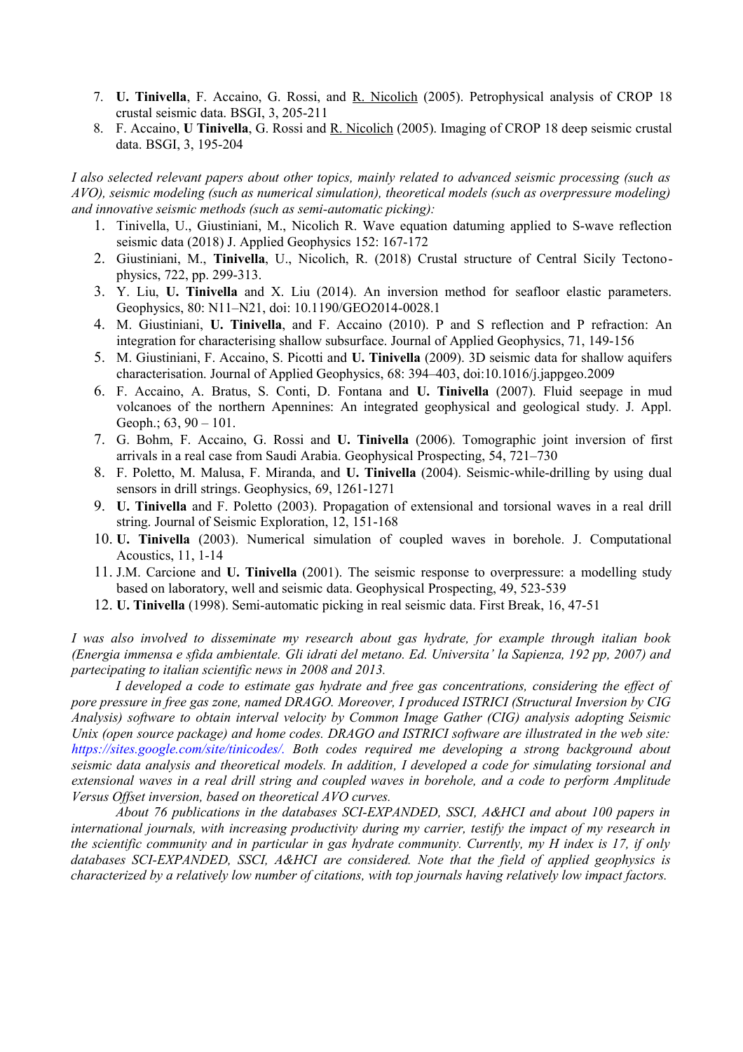7. **U. Tinivella**, F. Accaino, G. Rossi, and R. Nicolich (2005). Petrophysical analysis of CROP 18 crustal seismic data. BSGI, 3, 205-211
8. F. Accaino, **U Tinivella**, G. Rossi and R. Nicolich (2005). Imaging of CROP 18 deep seismic crustal data. BSGI, 3, 195-204

*I also selected relevant papers about other topics, mainly related to advanced seismic processing (such as AVO), seismic modeling (such as numerical simulation), theoretical models (such as overpressure modeling) and innovative seismic methods (such as semi-automatic picking):*

1. Tinivella, U., Giustiniani, M., Nicolich R. Wave equation datuming applied to S-wave reflection seismic data (2018) J. Applied Geophysics 152: 167-172
2. Giustiniani, M., **Tinivella**, U., Nicolich, R. (2018) Crustal structure of Central Sicily Tectonophysics, 722, pp. 299-313.
3. Y. Liu, **U. Tinivella** and X. Liu (2014). An inversion method for seafloor elastic parameters. Geophysics, 80: N11–N21, doi: 10.1190/GEO2014-0028.1
4. M. Giustiniani, **U. Tinivella**, and F. Accaino (2010). P and S reflection and P refraction: An integration for characterising shallow subsurface. Journal of Applied Geophysics, 71, 149-156
5. M. Giustiniani, F. Accaino, S. Picotti and **U. Tinivella** (2009). 3D seismic data for shallow aquifers characterisation. Journal of Applied Geophysics, 68: 394–403, doi:10.1016/j.jappgeo.2009
6. F. Accaino, A. Bratus, S. Conti, D. Fontana and **U. Tinivella** (2007). Fluid seepage in mud volcanoes of the northern Apennines: An integrated geophysical and geological study. J. Appl. Geoph.; 63, 90 – 101.
7. G. Bohm, F. Accaino, G. Rossi and **U. Tinivella** (2006). Tomographic joint inversion of first arrivals in a real case from Saudi Arabia. Geophysical Prospecting, 54, 721–730
8. F. Poletto, M. Malusa, F. Miranda, and **U. Tinivella** (2004). Seismic-while-drilling by using dual sensors in drill strings. Geophysics, 69, 1261-1271
9. **U. Tinivella** and F. Poletto (2003). Propagation of extensional and torsional waves in a real drill string. Journal of Seismic Exploration, 12, 151-168
10. **U. Tinivella** (2003). Numerical simulation of coupled waves in borehole. J. Computational Acoustics, 11, 1-14
11. J.M. Carcione and **U. Tinivella** (2001). The seismic response to overpressure: a modelling study based on laboratory, well and seismic data. Geophysical Prospecting, 49, 523-539
12. **U. Tinivella** (1998). Semi-automatic picking in real seismic data. First Break, 16, 47-51

*I was also involved to disseminate my research about gas hydrate, for example through italian book (Energia immensa e sfida ambientale. Gli idrati del metano. Ed. Universita' la Sapienza, 192 pp, 2007) and partecipating to italian scientific news in 2008 and 2013.*

*I developed a code to estimate gas hydrate and free gas concentrations, considering the effect of pore pressure in free gas zone, named DRAGO. Moreover, I produced ISTRICI (Structural Inversion by CIG Analysis) software to obtain interval velocity by Common Image Gather (CIG) analysis adopting Seismic Unix (open source package) and home codes. DRAGO and ISTRICI software are illustrated in the web site: https://sites.google.com/site/tinicodes/. Both codes required me developing a strong background about seismic data analysis and theoretical models. In addition, I developed a code for simulating torsional and extensional waves in a real drill string and coupled waves in borehole, and a code to perform Amplitude Versus Offset inversion, based on theoretical AVO curves.*

*About 76 publications in the databases SCI-EXPANDED, SSCI, A&HCI and about 100 papers in international journals, with increasing productivity during my carrier, testify the impact of my research in the scientific community and in particular in gas hydrate community. Currently, my H index is 17, if only databases SCI-EXPANDED, SSCI, A&HCI are considered. Note that the field of applied geophysics is characterized by a relatively low number of citations, with top journals having relatively low impact factors.*